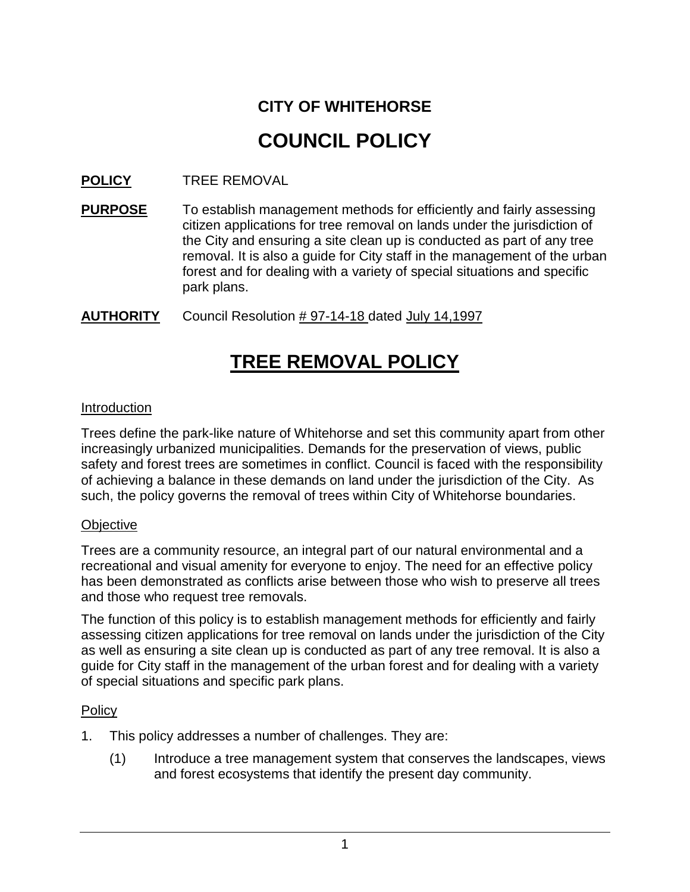# CITY OF WHITEHORSE

# COUNCIL POLICY

**POLICY** TREE REMOVAL

**PURPOSE** To establish management methods for efficiently and fairly assessing citizen applications for tree removal on lands under the jurisdiction of the City and ensuring a site clean up is conducted as part of any tree removal. It is also a guide for City staff in the management of the urban forest and for dealing with a variety of special situations and specific park plans.

**AUTHORITY** Council Resolution # 97-14-18 dated July 14,1997

## TREE REMOVAL POLICY

### Introduction

Trees define the park-like nature of Whitehorse and set this community apart from other increasingly urbanized municipalities. Demands for the preservation of views, public safety and forest trees are sometimes in conflict. Council is faced with the responsibility of achieving a balance in these demands on land under the jurisdiction of the City. As such, the policy governs the removal of trees within City of Whitehorse boundaries.

### Objective

Trees are a community resource, an integral part of our natural environmental and a recreational and visual amenity for everyone to enjoy. The need for an effective policy has been demonstrated as conflicts arise between those who wish to preserve all trees and those who request tree removals.

The function of this policy is to establish management methods for efficiently and fairly assessing citizen applications for tree removal on lands under the jurisdiction of the City as well as ensuring a site clean up is conducted as part of any tree removal. It is also a guide for City staff in the management of the urban forest and for dealing with a variety of special situations and specific park plans.

### Policy

1. This policy addresses a number of challenges. They are:

   (1) Introduce a tree management system that conserves the landscapes, views and forest ecosystems that identify the present day community.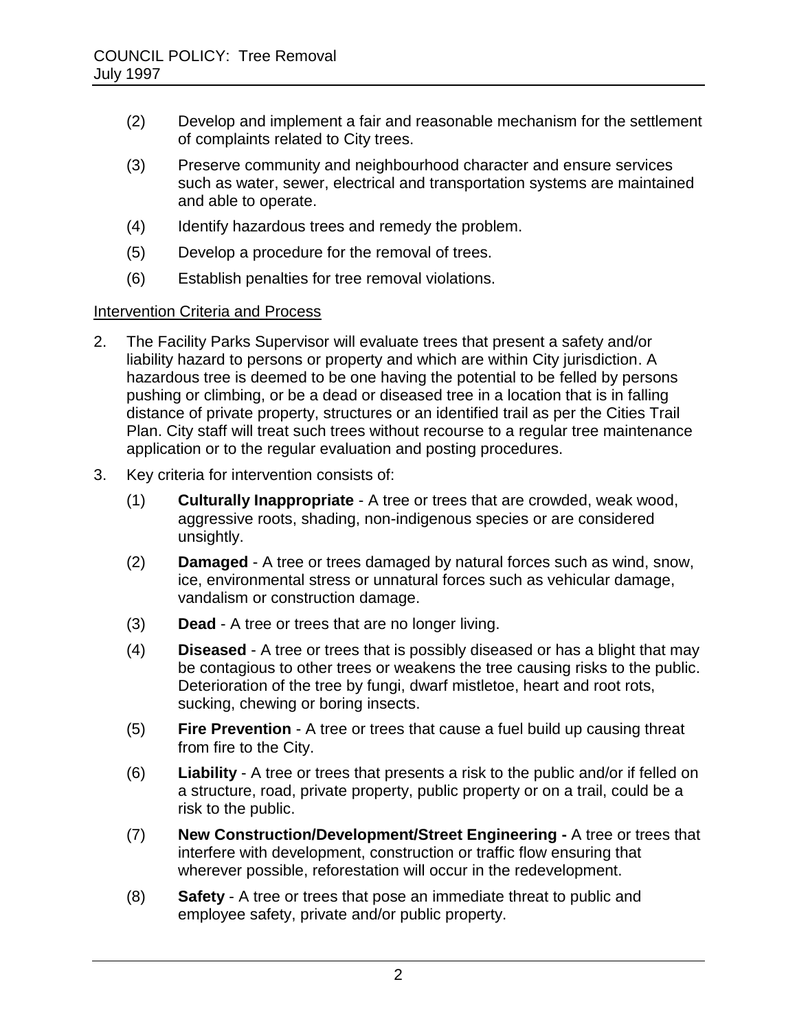(2) Develop and implement a fair and reasonable mechanism for the settlement of complaints related to City trees.

(3) Preserve community and neighbourhood character and ensure services such as water, sewer, electrical and transportation systems are maintained and able to operate.

(4) Identify hazardous trees and remedy the problem.

(5) Develop a procedure for the removal of trees.

(6) Establish penalties for tree removal violations.

<u>Intervention Criteria and Process</u>

2. The Facility Parks Supervisor will evaluate trees that present a safety and/or liability hazard to persons or property and which are within City jurisdiction. A hazardous tree is deemed to be one having the potential to be felled by persons pushing or climbing, or be a dead or diseased tree in a location that is in falling distance of private property, structures or an identified trail as per the Cities Trail Plan. City staff will treat such trees without recourse to a regular tree maintenance application or to the regular evaluation and posting procedures.

3. Key criteria for intervention consists of:

   (1) **Culturally Inappropriate** - A tree or trees that are crowded, weak wood, aggressive roots, shading, non-indigenous species or are considered unsightly.

   (2) **Damaged** - A tree or trees damaged by natural forces such as wind, snow, ice, environmental stress or unnatural forces such as vehicular damage, vandalism or construction damage.

   (3) **Dead** - A tree or trees that are no longer living.

   (4) **Diseased** - A tree or trees that is possibly diseased or has a blight that may be contagious to other trees or weakens the tree causing risks to the public. Deterioration of the tree by fungi, dwarf mistletoe, heart and root rots, sucking, chewing or boring insects.

   (5) **Fire Prevention** - A tree or trees that cause a fuel build up causing threat from fire to the City.

   (6) **Liability** - A tree or trees that presents a risk to the public and/or if felled on a structure, road, private property, public property or on a trail, could be a risk to the public.

   (7) **New Construction/Development/Street Engineering -** A tree or trees that interfere with development, construction or traffic flow ensuring that wherever possible, reforestation will occur in the redevelopment.

   (8) **Safety** - A tree or trees that pose an immediate threat to public and employee safety, private and/or public property.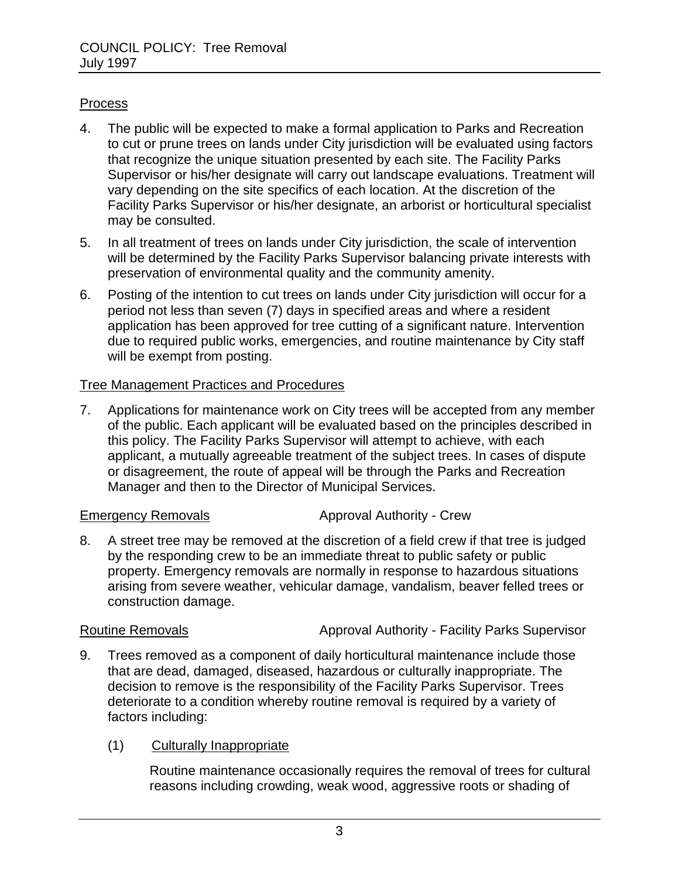## Process

4. The public will be expected to make a formal application to Parks and Recreation to cut or prune trees on lands under City jurisdiction will be evaluated using factors that recognize the unique situation presented by each site. The Facility Parks Supervisor or his/her designate will carry out landscape evaluations. Treatment will vary depending on the site specifics of each location. At the discretion of the Facility Parks Supervisor or his/her designate, an arborist or horticultural specialist may be consulted.

5. In all treatment of trees on lands under City jurisdiction, the scale of intervention will be determined by the Facility Parks Supervisor balancing private interests with preservation of environmental quality and the community amenity.

6. Posting of the intention to cut trees on lands under City jurisdiction will occur for a period not less than seven (7) days in specified areas and where a resident application has been approved for tree cutting of a significant nature. Intervention due to required public works, emergencies, and routine maintenance by City staff will be exempt from posting.

## Tree Management Practices and Procedures

7. Applications for maintenance work on City trees will be accepted from any member of the public. Each applicant will be evaluated based on the principles described in this policy. The Facility Parks Supervisor will attempt to achieve, with each applicant, a mutually agreeable treatment of the subject trees. In cases of dispute or disagreement, the route of appeal will be through the Parks and Recreation Manager and then to the Director of Municipal Services.

### Emergency Removals — Approval Authority - Crew

8. A street tree may be removed at the discretion of a field crew if that tree is judged by the responding crew to be an immediate threat to public safety or public property. Emergency removals are normally in response to hazardous situations arising from severe weather, vehicular damage, vandalism, beaver felled trees or construction damage.

### Routine Removals — Approval Authority - Facility Parks Supervisor

9. Trees removed as a component of daily horticultural maintenance include those that are dead, damaged, diseased, hazardous or culturally inappropriate. The decision to remove is the responsibility of the Facility Parks Supervisor. Trees deteriorate to a condition whereby routine removal is required by a variety of factors including:

   (1) Culturally Inappropriate

   Routine maintenance occasionally requires the removal of trees for cultural reasons including crowding, weak wood, aggressive roots or shading of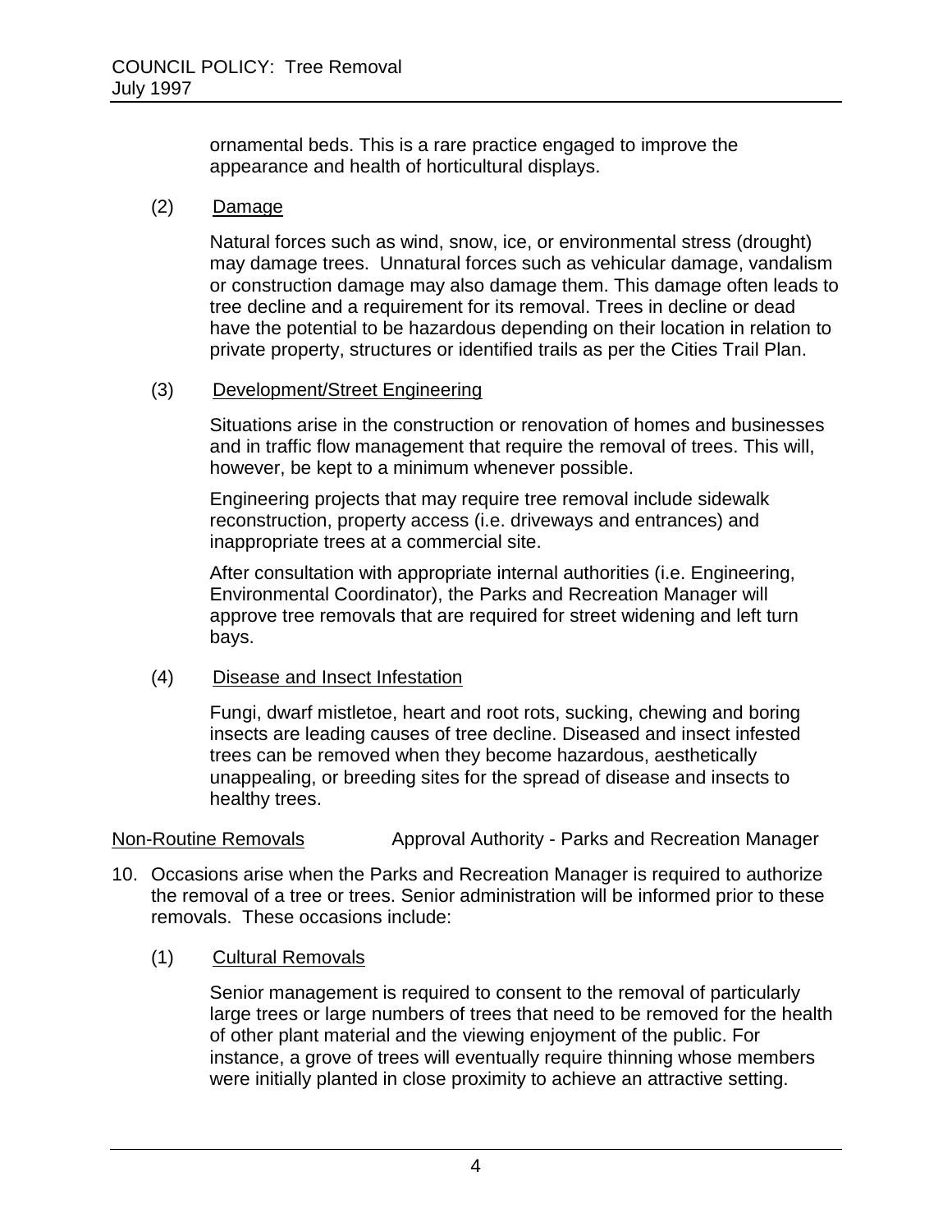ornamental beds. This is a rare practice engaged to improve the appearance and health of horticultural displays.

(2) Damage

Natural forces such as wind, snow, ice, or environmental stress (drought) may damage trees. Unnatural forces such as vehicular damage, vandalism or construction damage may also damage them. This damage often leads to tree decline and a requirement for its removal. Trees in decline or dead have the potential to be hazardous depending on their location in relation to private property, structures or identified trails as per the Cities Trail Plan.

(3) Development/Street Engineering

Situations arise in the construction or renovation of homes and businesses and in traffic flow management that require the removal of trees. This will, however, be kept to a minimum whenever possible.

Engineering projects that may require tree removal include sidewalk reconstruction, property access (i.e. driveways and entrances) and inappropriate trees at a commercial site.

After consultation with appropriate internal authorities (i.e. Engineering, Environmental Coordinator), the Parks and Recreation Manager will approve tree removals that are required for street widening and left turn bays.

(4) Disease and Insect Infestation

Fungi, dwarf mistletoe, heart and root rots, sucking, chewing and boring insects are leading causes of tree decline. Diseased and insect infested trees can be removed when they become hazardous, aesthetically unappealing, or breeding sites for the spread of disease and insects to healthy trees.

Non-Routine Removals — Approval Authority - Parks and Recreation Manager

10. Occasions arise when the Parks and Recreation Manager is required to authorize the removal of a tree or trees. Senior administration will be informed prior to these removals. These occasions include:

(1) Cultural Removals

Senior management is required to consent to the removal of particularly large trees or large numbers of trees that need to be removed for the health of other plant material and the viewing enjoyment of the public. For instance, a grove of trees will eventually require thinning whose members were initially planted in close proximity to achieve an attractive setting.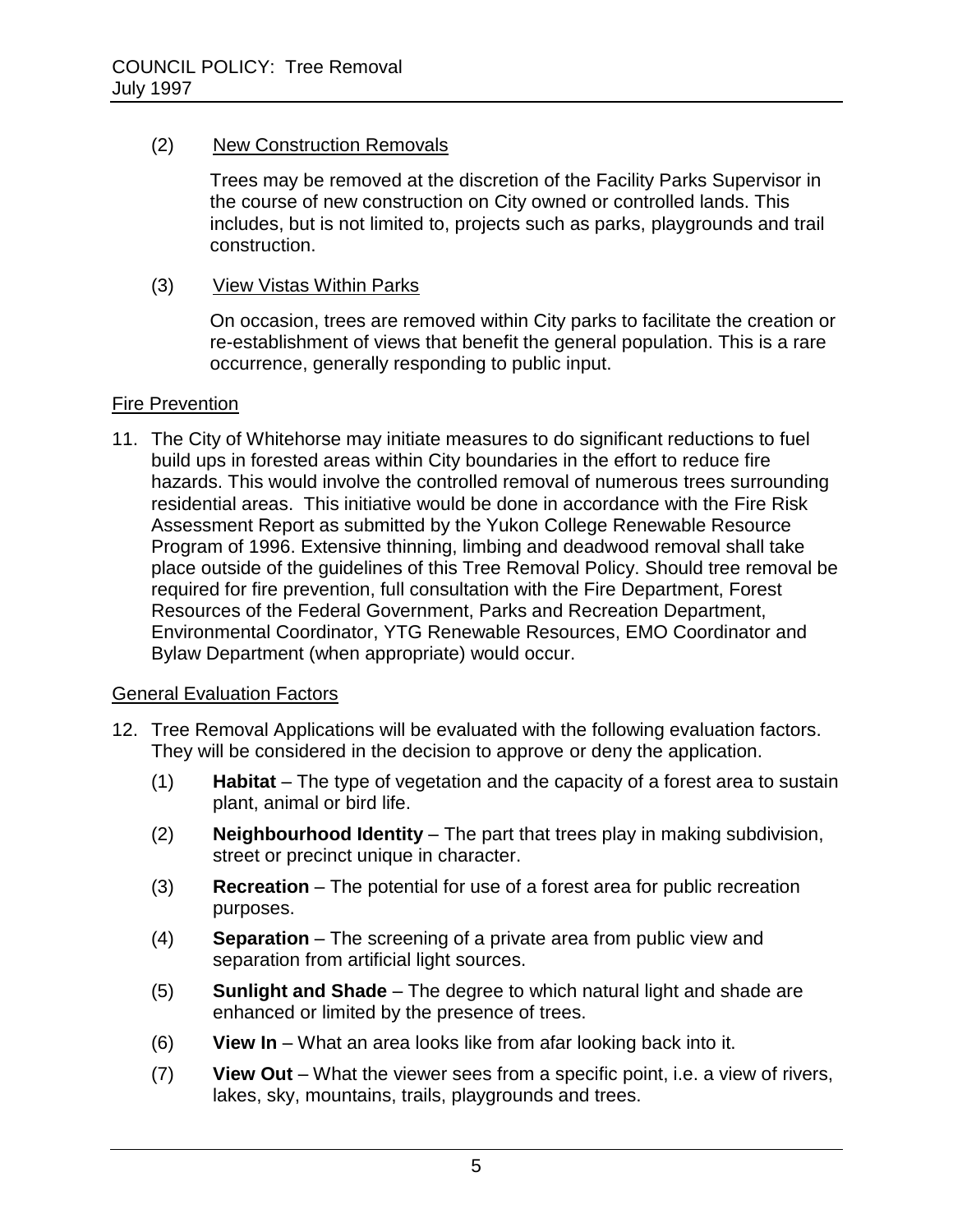(2) New Construction Removals

Trees may be removed at the discretion of the Facility Parks Supervisor in the course of new construction on City owned or controlled lands. This includes, but is not limited to, projects such as parks, playgrounds and trail construction.

(3) View Vistas Within Parks

On occasion, trees are removed within City parks to facilitate the creation or re-establishment of views that benefit the general population. This is a rare occurrence, generally responding to public input.

## Fire Prevention

11. The City of Whitehorse may initiate measures to do significant reductions to fuel build ups in forested areas within City boundaries in the effort to reduce fire hazards. This would involve the controlled removal of numerous trees surrounding residential areas. This initiative would be done in accordance with the Fire Risk Assessment Report as submitted by the Yukon College Renewable Resource Program of 1996. Extensive thinning, limbing and deadwood removal shall take place outside of the guidelines of this Tree Removal Policy. Should tree removal be required for fire prevention, full consultation with the Fire Department, Forest Resources of the Federal Government, Parks and Recreation Department, Environmental Coordinator, YTG Renewable Resources, EMO Coordinator and Bylaw Department (when appropriate) would occur.

## General Evaluation Factors

12. Tree Removal Applications will be evaluated with the following evaluation factors. They will be considered in the decision to approve or deny the application.

    (1) **Habitat** – The type of vegetation and the capacity of a forest area to sustain plant, animal or bird life.

    (2) **Neighbourhood Identity** – The part that trees play in making subdivision, street or precinct unique in character.

    (3) **Recreation** – The potential for use of a forest area for public recreation purposes.

    (4) **Separation** – The screening of a private area from public view and separation from artificial light sources.

    (5) **Sunlight and Shade** – The degree to which natural light and shade are enhanced or limited by the presence of trees.

    (6) **View In** – What an area looks like from afar looking back into it.

    (7) **View Out** – What the viewer sees from a specific point, i.e. a view of rivers, lakes, sky, mountains, trails, playgrounds and trees.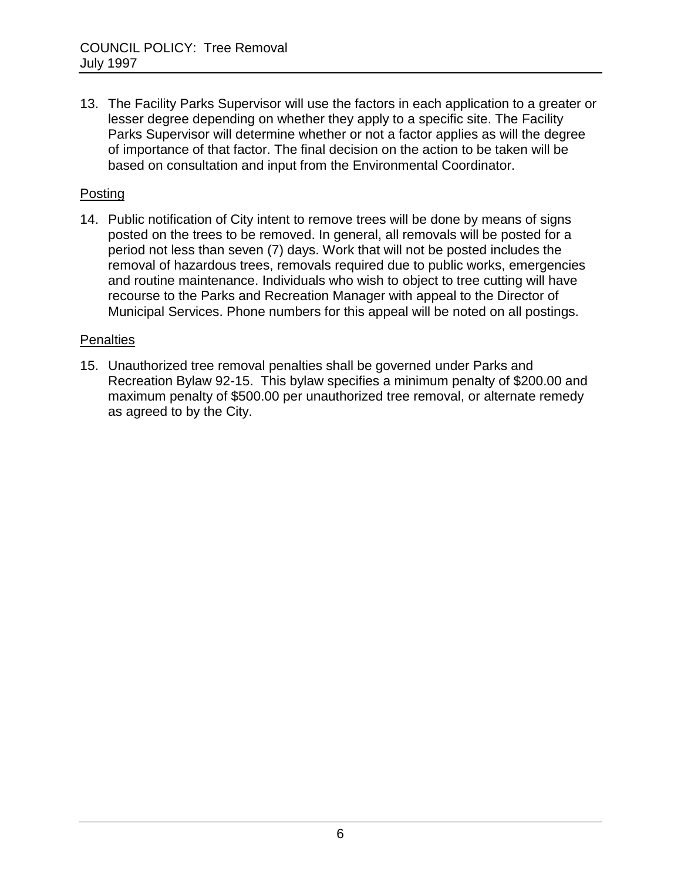13. The Facility Parks Supervisor will use the factors in each application to a greater or lesser degree depending on whether they apply to a specific site. The Facility Parks Supervisor will determine whether or not a factor applies as will the degree of importance of that factor. The final decision on the action to be taken will be based on consultation and input from the Environmental Coordinator.

<u>Posting</u>

14. Public notification of City intent to remove trees will be done by means of signs posted on the trees to be removed. In general, all removals will be posted for a period not less than seven (7) days. Work that will not be posted includes the removal of hazardous trees, removals required due to public works, emergencies and routine maintenance. Individuals who wish to object to tree cutting will have recourse to the Parks and Recreation Manager with appeal to the Director of Municipal Services. Phone numbers for this appeal will be noted on all postings.

<u>Penalties</u>

15. Unauthorized tree removal penalties shall be governed under Parks and Recreation Bylaw 92-15. This bylaw specifies a minimum penalty of $200.00 and maximum penalty of $500.00 per unauthorized tree removal, or alternate remedy as agreed to by the City.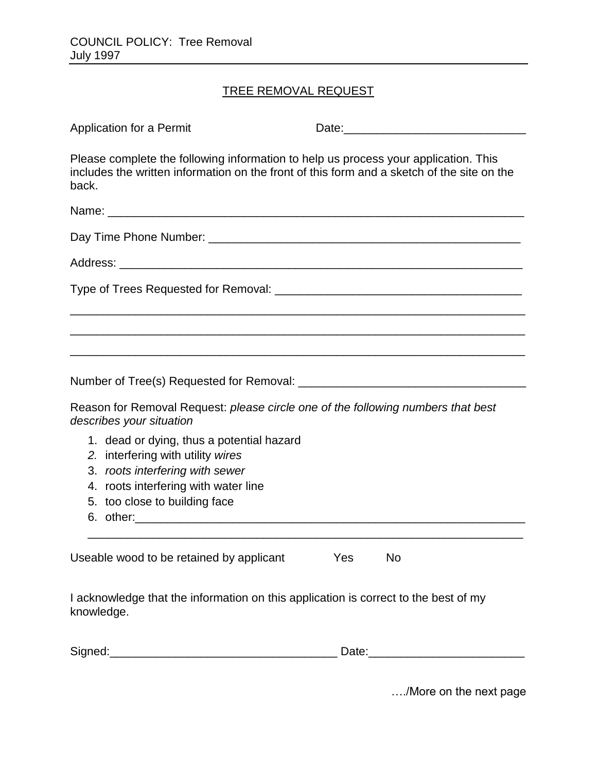COUNCIL POLICY: Tree Removal
July 1997

## TREE REMOVAL REQUEST

Application for a Permit Date:____________________________

Please complete the following information to help us process your application. This includes the written information on the front of this form and a sketch of the site on the back.

Name: ______________________________________________________________

Day Time Phone Number: _____________________________________________

Address: ____________________________________________________________

Type of Trees Requested for Removal: ____________________________________

______________________________________________________________________

______________________________________________________________________

______________________________________________________________________

Number of Tree(s) Requested for Removal: ________________________________

Reason for Removal Request: *please circle one of the following numbers that best describes your situation*

1. dead or dying, thus a potential hazard
2. interfering with utility *wires*
3. *roots interfering with sewer*
4. roots interfering with water line
5. too close to building face
6. other:_____________________________________________________________
   _____________________________________________________________________

Useable wood to be retained by applicant Yes No

I acknowledge that the information on this application is correct to the best of my knowledge.

Signed:___________________________________ Date:_______________________

…./More on the next page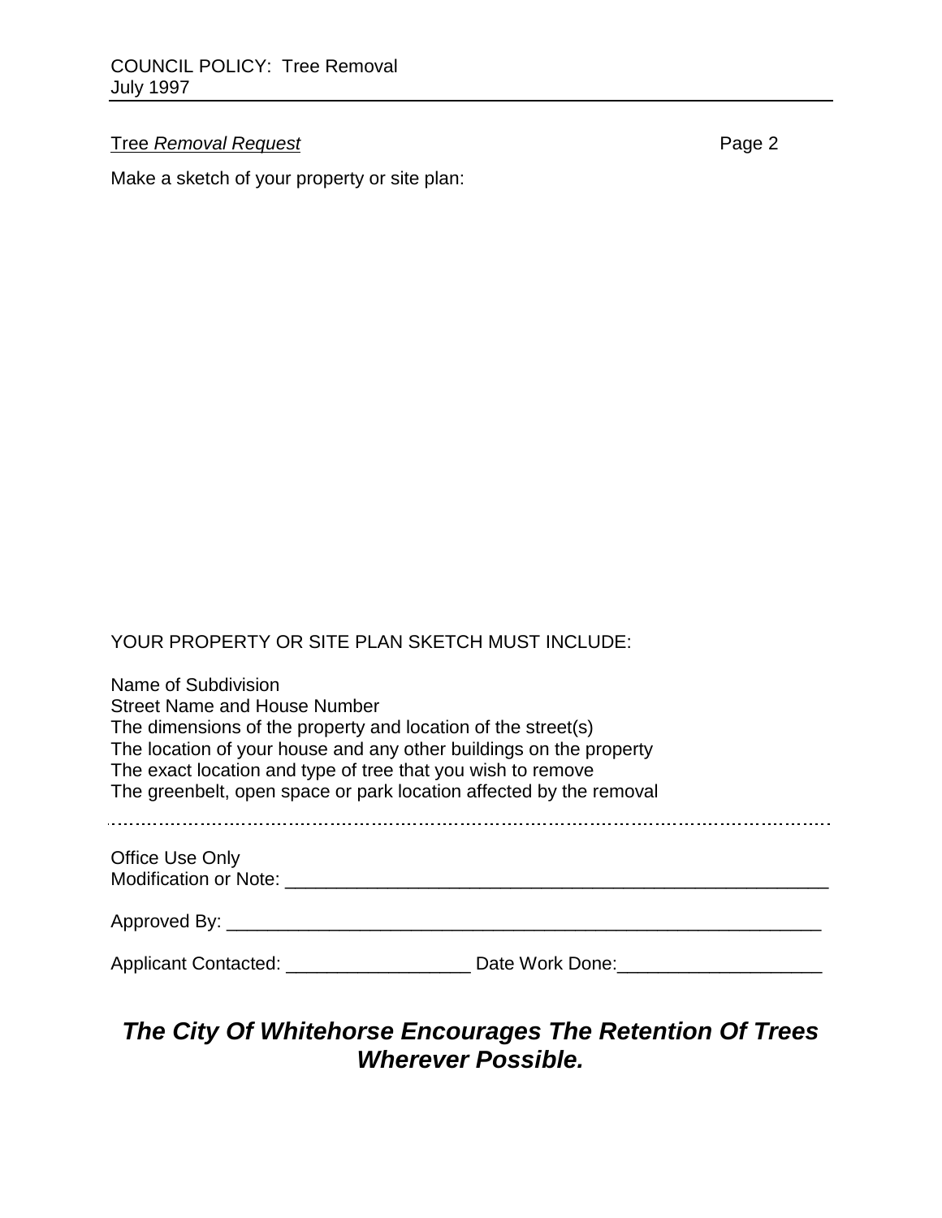Tree *Removal Request* Page 2

Make a sketch of your property or site plan:

YOUR PROPERTY OR SITE PLAN SKETCH MUST INCLUDE:

Name of Subdivision
Street Name and House Number
The dimensions of the property and location of the street(s)
The location of your house and any other buildings on the property
The exact location and type of tree that you wish to remove
The greenbelt, open space or park location affected by the removal

Office Use Only
Modification or Note: ________________________________________________________

Approved By: ____________________________________________________________

Applicant Contacted: __________________ Date Work Done:____________________

***The City Of Whitehorse Encourages The Retention Of Trees Wherever Possible.***